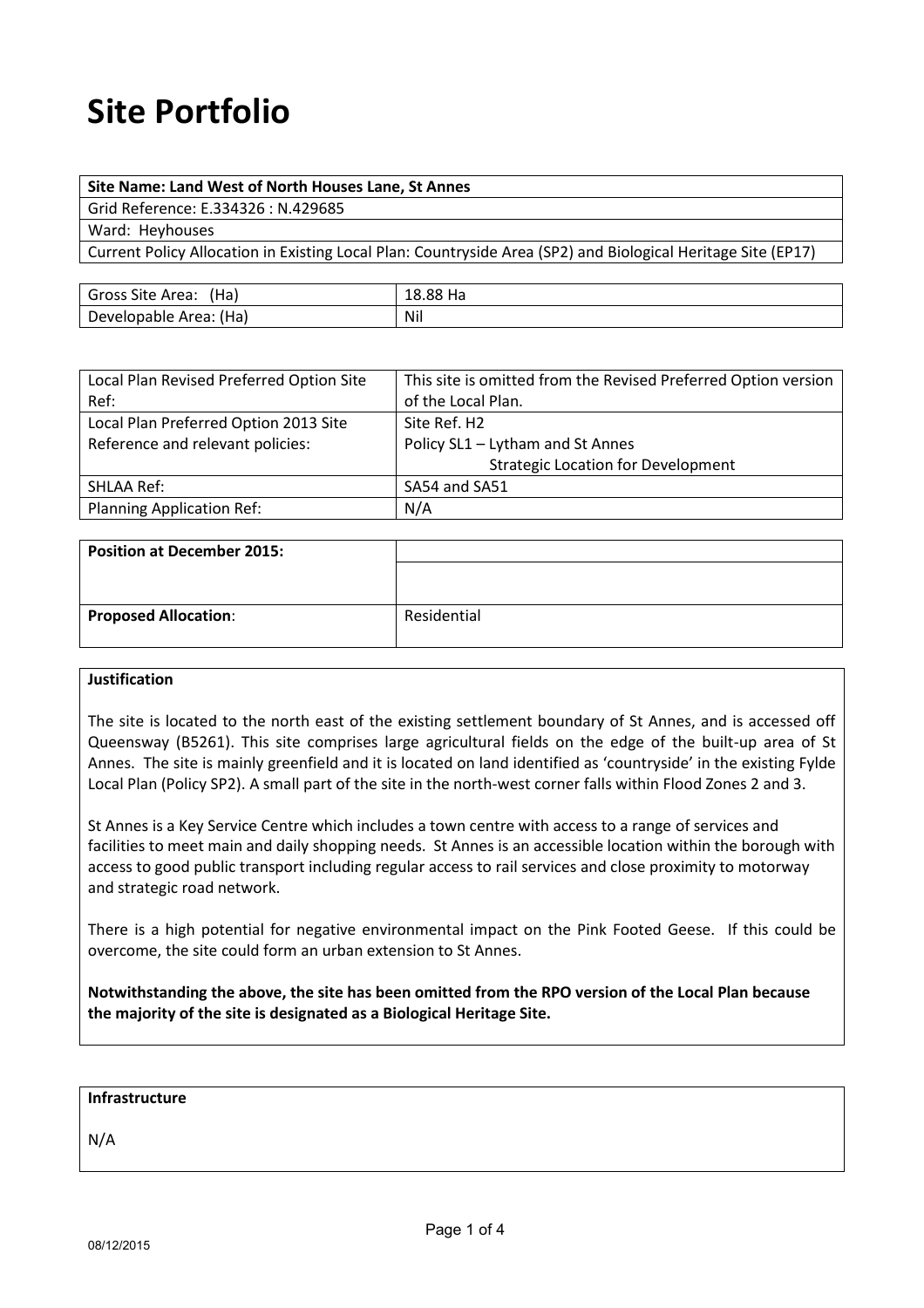# Site Portfolio

| Site Name: Land West of North Houses Lane, St Annes |
|---|
| Grid Reference: E.334326 : N.429685 |
| Ward: Heyhouses |
| Current Policy Allocation in Existing Local Plan: Countryside Area (SP2) and Biological Heritage Site (EP17) |

| Gross Site Area: (Ha) | 18.88 Ha |
|---|---|
| Developable Area: (Ha) | Nil |

| Local Plan Revised Preferred Option Site Ref: | This site is omitted from the Revised Preferred Option version of the Local Plan. |
|---|---|
| Local Plan Preferred Option 2013 Site Reference and relevant policies: | Site Ref. H2<br>Policy SL1 – Lytham and St Annes<br>Strategic Location for Development |
| SHLAA Ref: | SA54 and SA51 |
| Planning Application Ref: | N/A |

| **Position at December 2015:** | |
|---|---|
| | |
| **Proposed Allocation**: | Residential |

**Justification**

The site is located to the north east of the existing settlement boundary of St Annes, and is accessed off Queensway (B5261). This site comprises large agricultural fields on the edge of the built-up area of St Annes. The site is mainly greenfield and it is located on land identified as 'countryside' in the existing Fylde Local Plan (Policy SP2). A small part of the site in the north-west corner falls within Flood Zones 2 and 3.

St Annes is a Key Service Centre which includes a town centre with access to a range of services and facilities to meet main and daily shopping needs. St Annes is an accessible location within the borough with access to good public transport including regular access to rail services and close proximity to motorway and strategic road network.

There is a high potential for negative environmental impact on the Pink Footed Geese. If this could be overcome, the site could form an urban extension to St Annes.

**Notwithstanding the above, the site has been omitted from the RPO version of the Local Plan because the majority of the site is designated as a Biological Heritage Site.**

**Infrastructure**

N/A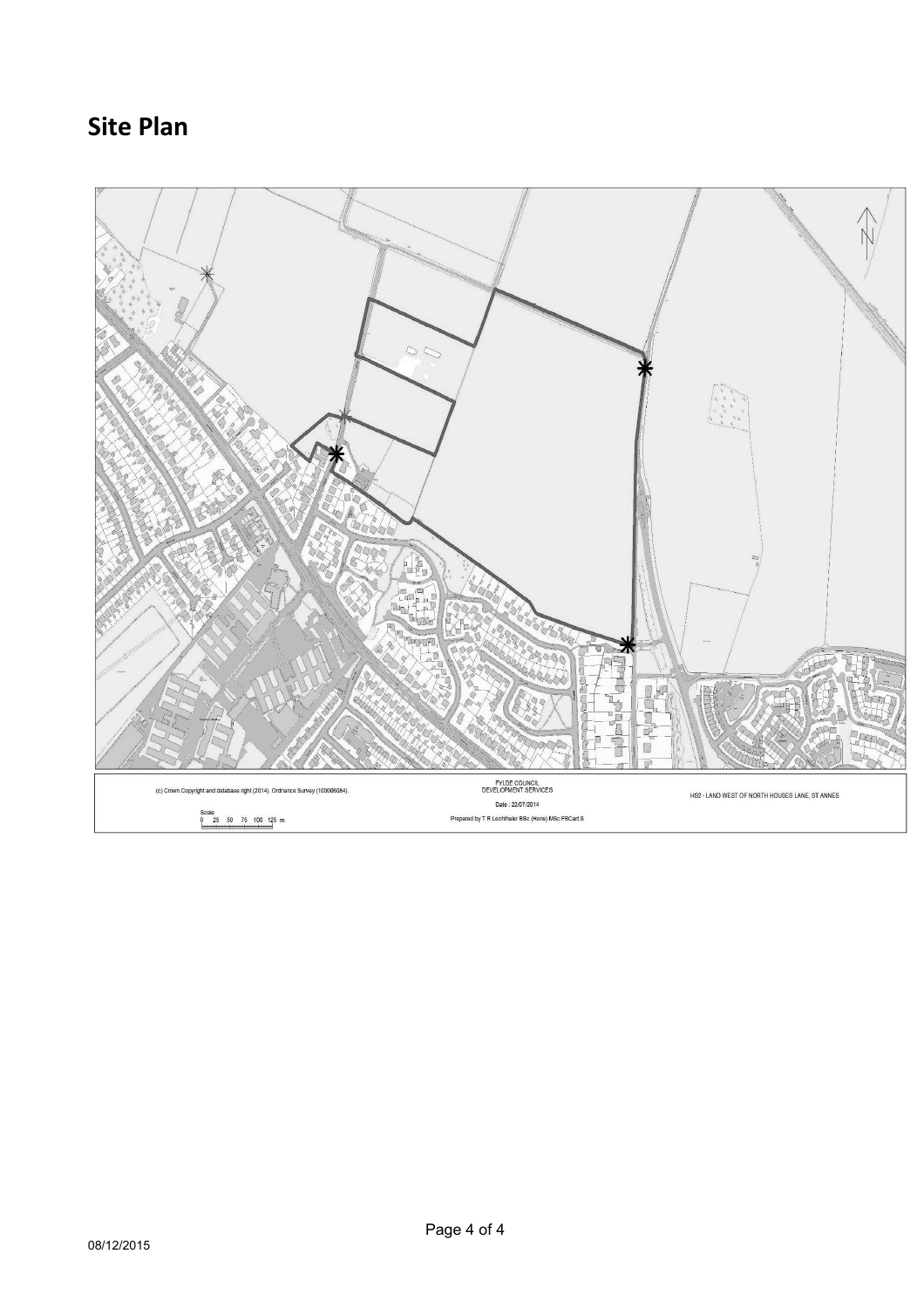## Site Plan

(c) Crown Copyright and database right (2014). Ordnance Survey (100006084).

Scale
0 25 50 75 100 125 m

FYLDE COUNCIL
DEVELOPMENT SERVICES

Date : 22/07/2014

Prepared by T R Lochthaler BSc (Hons) MSc FBCart.S

HS2 - LAND WEST OF NORTH HOUSES LANE, ST ANNES

08/12/2015